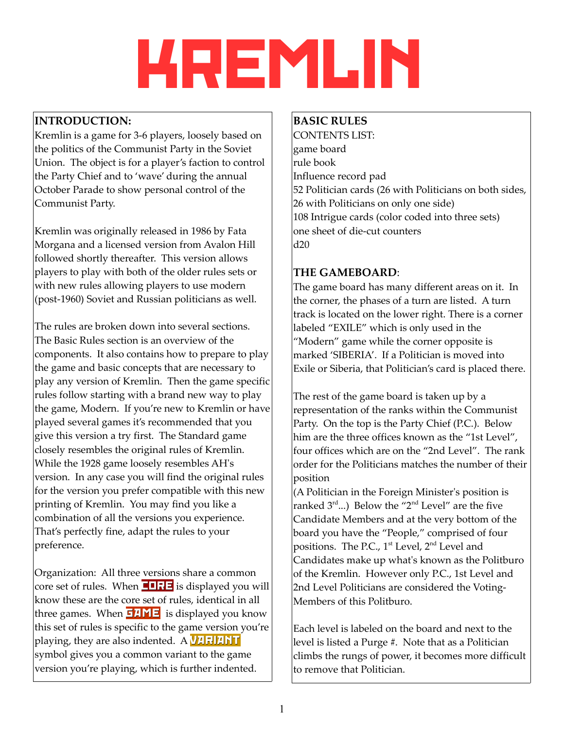# KREMLIN

## INTRODUCTION:

Kremlin is a game for 3-6 players, loosely based on the politics of the Communist Party in the Soviet Union. The object is for a player's faction to control the Party Chief and to 'wave' during the annual October Parade to show personal control of the Communist Party.

Kremlin was originally released in 1986 by Fata Morgana and a licensed version from Avalon Hill followed shortly thereafter. This version allows players to play with both of the older rules sets or with new rules allowing players to use modern (post-1960) Soviet and Russian politicians as well.

The rules are broken down into several sections. The Basic Rules section is an overview of the components. It also contains how to prepare to play the game and basic concepts that are necessary to play any version of Kremlin. Then the game specific rules follow starting with a brand new way to play the game, Modern. If you're new to Kremlin or have played several games it's recommended that you give this version a try first. The Standard game closely resembles the original rules of Kremlin. While the 1928 game loosely resembles AH's version. In any case you will find the original rules for the version you prefer compatible with this new printing of Kremlin. You may find you like a combination of all the versions you experience. That's perfectly fine, adapt the rules to your preference.

Organization: All three versions share a common core set of rules. When CORE is displayed you will know these are the core set of rules, identical in all three games. When GAME is displayed you know this set of rules is specific to the game version you're playing, they are also indented. A VARIANT symbol gives you a common variant to the game version you're playing, which is further indented.

## BASIC RULES

CONTENTS LIST:
game board
rule book
Influence record pad
52 Politician cards (26 with Politicians on both sides, 26 with Politicians on only one side)
108 Intrigue cards (color coded into three sets)
one sheet of die-cut counters
d20

## THE GAMEBOARD:

The game board has many different areas on it. In the corner, the phases of a turn are listed. A turn track is located on the lower right. There is a corner labeled "EXILE" which is only used in the "Modern" game while the corner opposite is marked 'SIBERIA'. If a Politician is moved into Exile or Siberia, that Politician's card is placed there.

The rest of the game board is taken up by a representation of the ranks within the Communist Party. On the top is the Party Chief (P.C.). Below him are the three offices known as the "1st Level", four offices which are on the "2nd Level". The rank order for the Politicians matches the number of their position
(A Politician in the Foreign Minister's position is ranked 3rd...) Below the "2nd Level" are the five Candidate Members and at the very bottom of the board you have the "People," comprised of four positions. The P.C., 1st Level, 2nd Level and Candidates make up what's known as the Politburo of the Kremlin. However only P.C., 1st Level and 2nd Level Politicians are considered the Voting-Members of this Politburo.

Each level is labeled on the board and next to the level is listed a Purge #. Note that as a Politician climbs the rungs of power, it becomes more difficult to remove that Politician.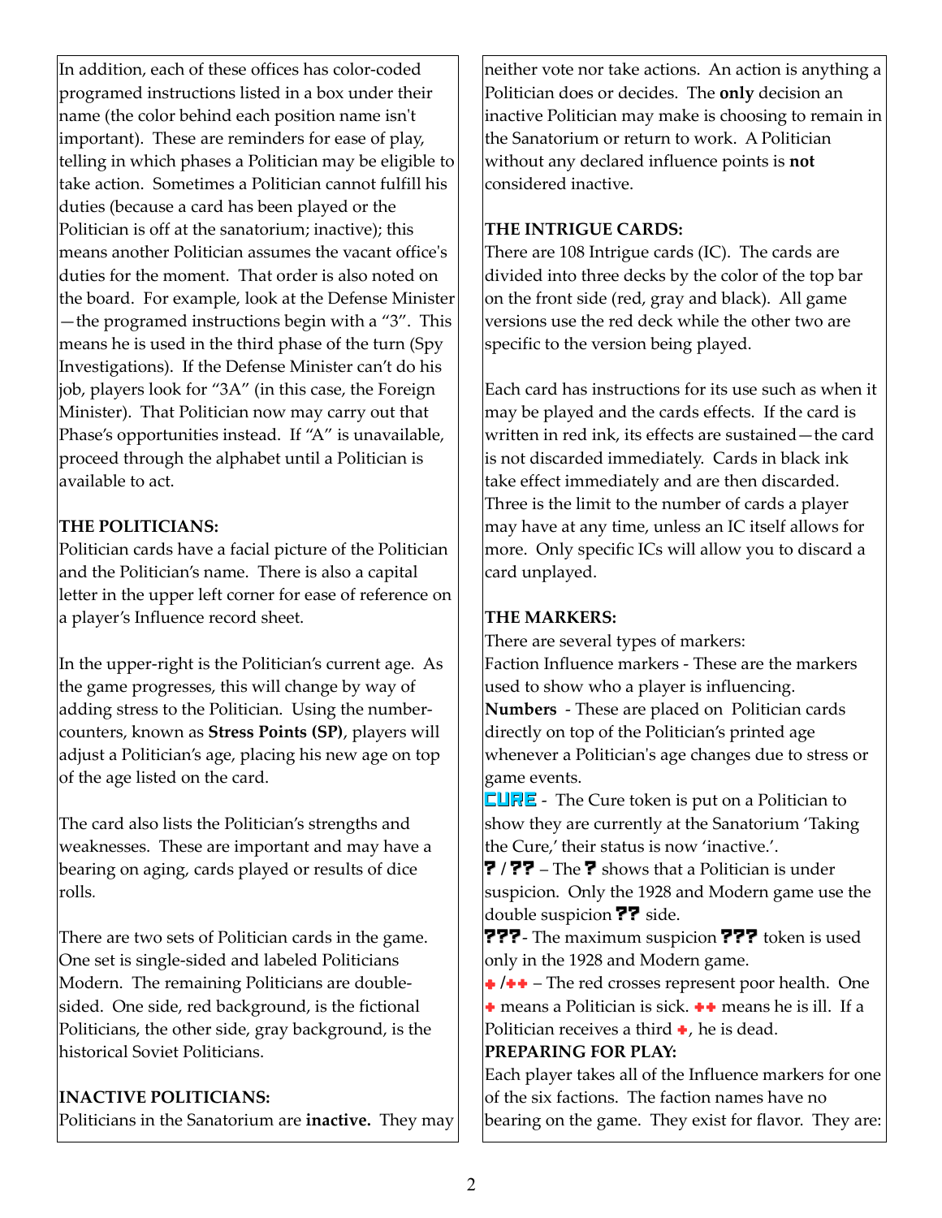In addition, each of these offices has color-coded programed instructions listed in a box under their name (the color behind each position name isn't important). These are reminders for ease of play, telling in which phases a Politician may be eligible to take action. Sometimes a Politician cannot fulfill his duties (because a card has been played or the Politician is off at the sanatorium; inactive); this means another Politician assumes the vacant office's duties for the moment. That order is also noted on the board. For example, look at the Defense Minister—the programed instructions begin with a "3". This means he is used in the third phase of the turn (Spy Investigations). If the Defense Minister can't do his job, players look for "3A" (in this case, the Foreign Minister). That Politician now may carry out that Phase's opportunities instead. If "A" is unavailable, proceed through the alphabet until a Politician is available to act.

**THE POLITICIANS:**

Politician cards have a facial picture of the Politician and the Politician's name. There is also a capital letter in the upper left corner for ease of reference on a player's Influence record sheet.

In the upper-right is the Politician's current age. As the game progresses, this will change by way of adding stress to the Politician. Using the number-counters, known as **Stress Points (SP)**, players will adjust a Politician's age, placing his new age on top of the age listed on the card.

The card also lists the Politician's strengths and weaknesses. These are important and may have a bearing on aging, cards played or results of dice rolls.

There are two sets of Politician cards in the game. One set is single-sided and labeled Politicians Modern. The remaining Politicians are double-sided. One side, red background, is the fictional Politicians, the other side, gray background, is the historical Soviet Politicians.

**INACTIVE POLITICIANS:**

Politicians in the Sanatorium are **inactive.** They may neither vote nor take actions. An action is anything a Politician does or decides. The **only** decision an inactive Politician may make is choosing to remain in the Sanatorium or return to work. A Politician without any declared influence points is **not** considered inactive.

**THE INTRIGUE CARDS:**

There are 108 Intrigue cards (IC). The cards are divided into three decks by the color of the top bar on the front side (red, gray and black). All game versions use the red deck while the other two are specific to the version being played.

Each card has instructions for its use such as when it may be played and the cards effects. If the card is written in red ink, its effects are sustained—the card is not discarded immediately. Cards in black ink take effect immediately and are then discarded. Three is the limit to the number of cards a player may have at any time, unless an IC itself allows for more. Only specific ICs will allow you to discard a card unplayed.

**THE MARKERS:**

There are several types of markers:

Faction Influence markers - These are the markers used to show who a player is influencing.

**Numbers** - These are placed on Politician cards directly on top of the Politician's printed age whenever a Politician's age changes due to stress or game events.

**CURE** - The Cure token is put on a Politician to show they are currently at the Sanatorium 'Taking the Cure,' their status is now 'inactive.'.

**?** / **??** – The **?** shows that a Politician is under suspicion. Only the 1928 and Modern game use the double suspicion **??** side.

**???**- The maximum suspicion **???** token is used only in the 1928 and Modern game.

✚ /✚✚ – The red crosses represent poor health. One ✚ means a Politician is sick. ✚✚ means he is ill. If a Politician receives a third ✚, he is dead.

**PREPARING FOR PLAY:**

Each player takes all of the Influence markers for one of the six factions. The faction names have no bearing on the game. They exist for flavor. They are: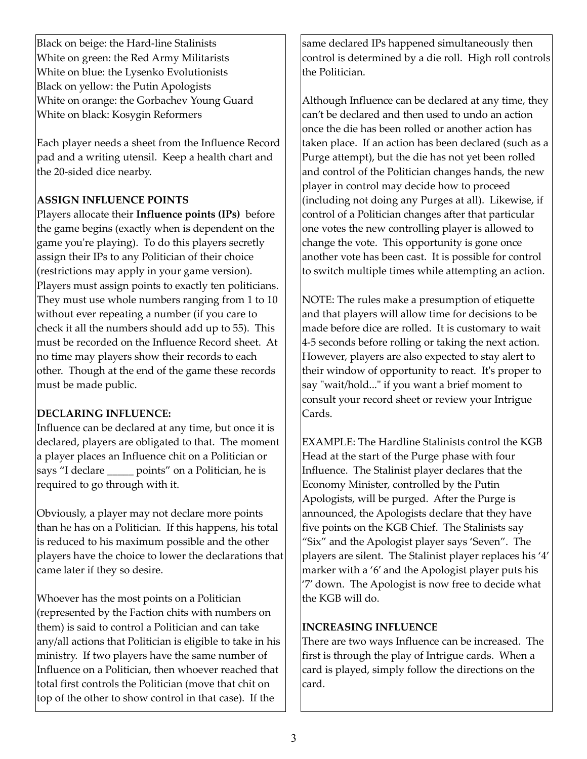Black on beige: the Hard-line Stalinists
White on green: the Red Army Militarists
White on blue: the Lysenko Evolutionists
Black on yellow: the Putin Apologists
White on orange: the Gorbachev Young Guard
White on black: Kosygin Reformers

Each player needs a sheet from the Influence Record pad and a writing utensil. Keep a health chart and the 20-sided dice nearby.

**ASSIGN INFLUENCE POINTS**

Players allocate their **Influence points (IPs)** before the game begins (exactly when is dependent on the game you're playing). To do this players secretly assign their IPs to any Politician of their choice (restrictions may apply in your game version). Players must assign points to exactly ten politicians. They must use whole numbers ranging from 1 to 10 without ever repeating a number (if you care to check it all the numbers should add up to 55). This must be recorded on the Influence Record sheet. At no time may players show their records to each other. Though at the end of the game these records must be made public.

**DECLARING INFLUENCE:**

Influence can be declared at any time, but once it is declared, players are obligated to that. The moment a player places an Influence chit on a Politician or says "I declare _____ points" on a Politician, he is required to go through with it.

Obviously, a player may not declare more points than he has on a Politician. If this happens, his total is reduced to his maximum possible and the other players have the choice to lower the declarations that came later if they so desire.

Whoever has the most points on a Politician (represented by the Faction chits with numbers on them) is said to control a Politician and can take any/all actions that Politician is eligible to take in his ministry. If two players have the same number of Influence on a Politician, then whoever reached that total first controls the Politician (move that chit on top of the other to show control in that case). If the same declared IPs happened simultaneously then control is determined by a die roll. High roll controls the Politician.

Although Influence can be declared at any time, they can't be declared and then used to undo an action once the die has been rolled or another action has taken place. If an action has been declared (such as a Purge attempt), but the die has not yet been rolled and control of the Politician changes hands, the new player in control may decide how to proceed (including not doing any Purges at all). Likewise, if control of a Politician changes after that particular one votes the new controlling player is allowed to change the vote. This opportunity is gone once another vote has been cast. It is possible for control to switch multiple times while attempting an action.

NOTE: The rules make a presumption of etiquette and that players will allow time for decisions to be made before dice are rolled. It is customary to wait 4-5 seconds before rolling or taking the next action. However, players are also expected to stay alert to their window of opportunity to react. It's proper to say "wait/hold..." if you want a brief moment to consult your record sheet or review your Intrigue Cards.

EXAMPLE: The Hardline Stalinists control the KGB Head at the start of the Purge phase with four Influence. The Stalinist player declares that the Economy Minister, controlled by the Putin Apologists, will be purged. After the Purge is announced, the Apologists declare that they have five points on the KGB Chief. The Stalinists say "Six" and the Apologist player says 'Seven". The players are silent. The Stalinist player replaces his '4' marker with a '6' and the Apologist player puts his '7' down. The Apologist is now free to decide what the KGB will do.

**INCREASING INFLUENCE**

There are two ways Influence can be increased. The first is through the play of Intrigue cards. When a card is played, simply follow the directions on the card.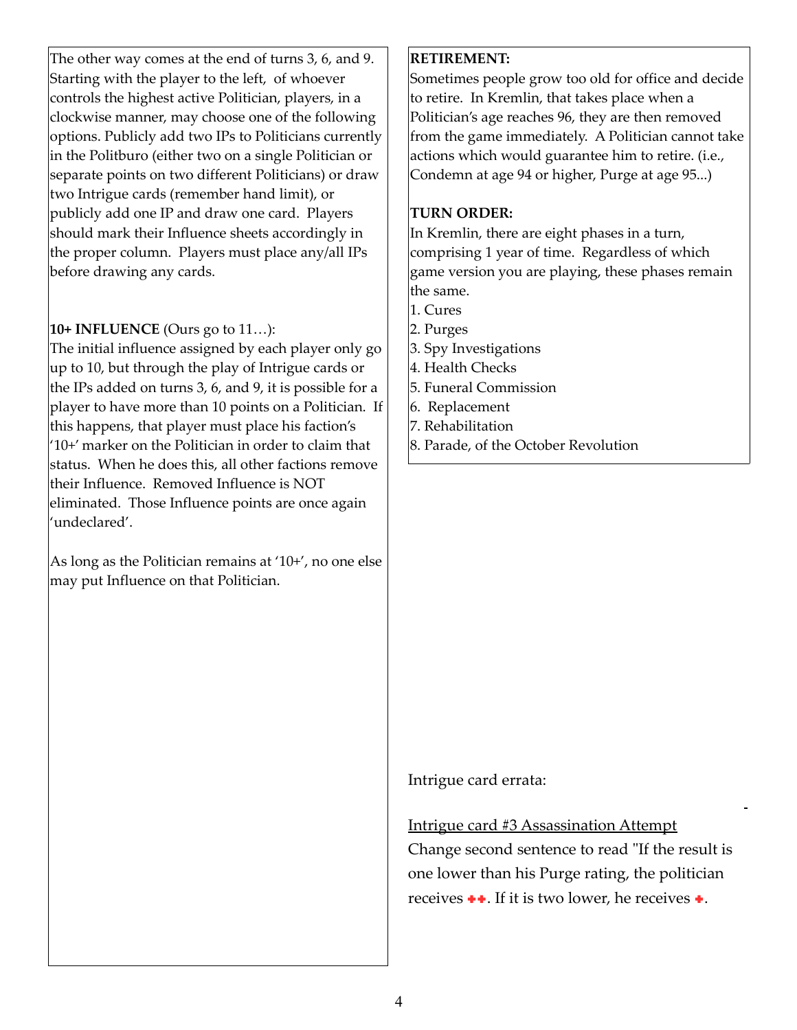The other way comes at the end of turns 3, 6, and 9. Starting with the player to the left, of whoever controls the highest active Politician, players, in a clockwise manner, may choose one of the following options. Publicly add two IPs to Politicians currently in the Politburo (either two on a single Politician or separate points on two different Politicians) or draw two Intrigue cards (remember hand limit), or publicly add one IP and draw one card. Players should mark their Influence sheets accordingly in the proper column. Players must place any/all IPs before drawing any cards.

**10+ INFLUENCE** (Ours go to 11…):
The initial influence assigned by each player only go up to 10, but through the play of Intrigue cards or the IPs added on turns 3, 6, and 9, it is possible for a player to have more than 10 points on a Politician. If this happens, that player must place his faction's '10+' marker on the Politician in order to claim that status. When he does this, all other factions remove their Influence. Removed Influence is NOT eliminated. Those Influence points are once again 'undeclared'.

As long as the Politician remains at '10+', no one else may put Influence on that Politician.

**RETIREMENT:**
Sometimes people grow too old for office and decide to retire. In Kremlin, that takes place when a Politician's age reaches 96, they are then removed from the game immediately. A Politician cannot take actions which would guarantee him to retire. (i.e., Condemn at age 94 or higher, Purge at age 95...)

**TURN ORDER:**
In Kremlin, there are eight phases in a turn, comprising 1 year of time. Regardless of which game version you are playing, these phases remain the same.

1. Cures
2. Purges
3. Spy Investigations
4. Health Checks
5. Funeral Commission
6. Replacement
7. Rehabilitation
8. Parade, of the October Revolution

Intrigue card errata:

Intrigue card #3 Assassination Attempt
Change second sentence to read "If the result is one lower than his Purge rating, the politician receives ✚✚. If it is two lower, he receives ✚.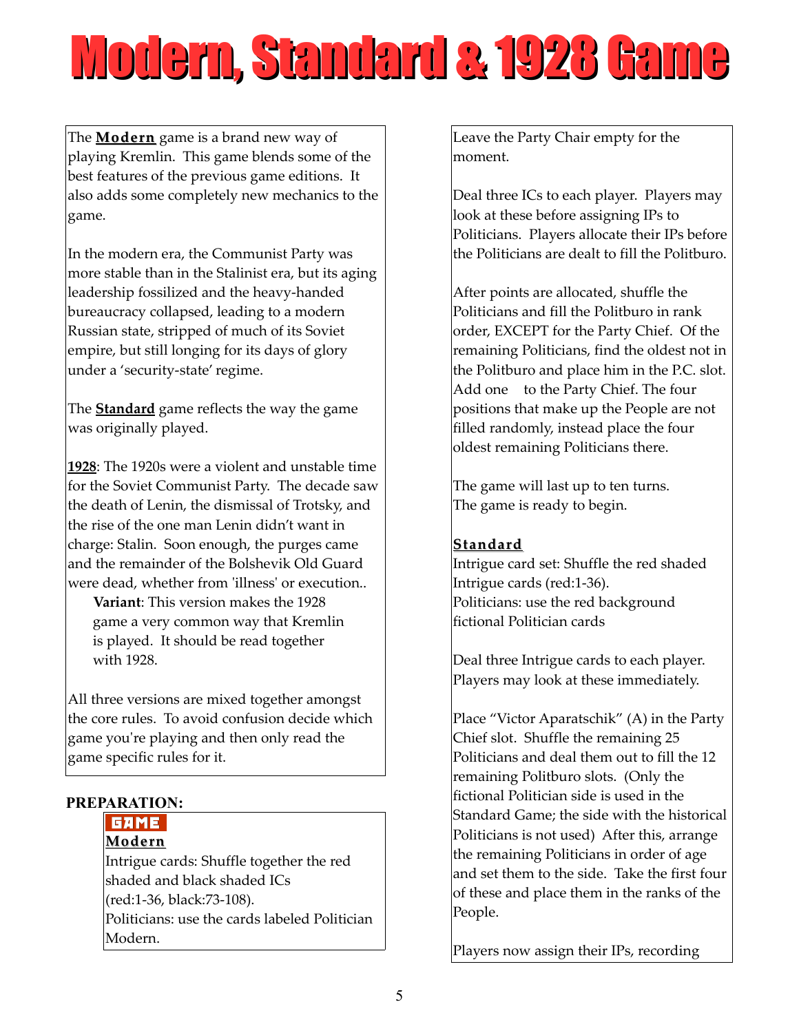# Modern, Standard & 1928 Game

The **Modern** game is a brand new way of playing Kremlin. This game blends some of the best features of the previous game editions. It also adds some completely new mechanics to the game.

In the modern era, the Communist Party was more stable than in the Stalinist era, but its aging leadership fossilized and the heavy-handed bureaucracy collapsed, leading to a modern Russian state, stripped of much of its Soviet empire, but still longing for its days of glory under a 'security-state' regime.

The **Standard** game reflects the way the game was originally played.

**1928**: The 1920s were a violent and unstable time for the Soviet Communist Party. The decade saw the death of Lenin, the dismissal of Trotsky, and the rise of the one man Lenin didn't want in charge: Stalin. Soon enough, the purges came and the remainder of the Bolshevik Old Guard were dead, whether from 'illness' or execution..

> **Variant**: This version makes the 1928 game a very common way that Kremlin is played. It should be read together with 1928.

All three versions are mixed together amongst the core rules. To avoid confusion decide which game you're playing and then only read the game specific rules for it.

**PREPARATION:**

GAME

**Modern**

Intrigue cards: Shuffle together the red shaded and black shaded ICs (red:1-36, black:73-108).
Politicians: use the cards labeled Politician Modern.

Leave the Party Chair empty for the moment.

Deal three ICs to each player. Players may look at these before assigning IPs to Politicians. Players allocate their IPs before the Politicians are dealt to fill the Politburo.

After points are allocated, shuffle the Politicians and fill the Politburo in rank order, EXCEPT for the Party Chief. Of the remaining Politicians, find the oldest not in the Politburo and place him in the P.C. slot. Add one to the Party Chief. The four positions that make up the People are not filled randomly, instead place the four oldest remaining Politicians there.

The game will last up to ten turns.
The game is ready to begin.

**Standard**

Intrigue card set: Shuffle the red shaded Intrigue cards (red:1-36).
Politicians: use the red background fictional Politician cards

Deal three Intrigue cards to each player. Players may look at these immediately.

Place "Victor Aparatschik" (A) in the Party Chief slot. Shuffle the remaining 25 Politicians and deal them out to fill the 12 remaining Politburo slots. (Only the fictional Politician side is used in the Standard Game; the side with the historical Politicians is not used) After this, arrange the remaining Politicians in order of age and set them to the side. Take the first four of these and place them in the ranks of the People.

Players now assign their IPs, recording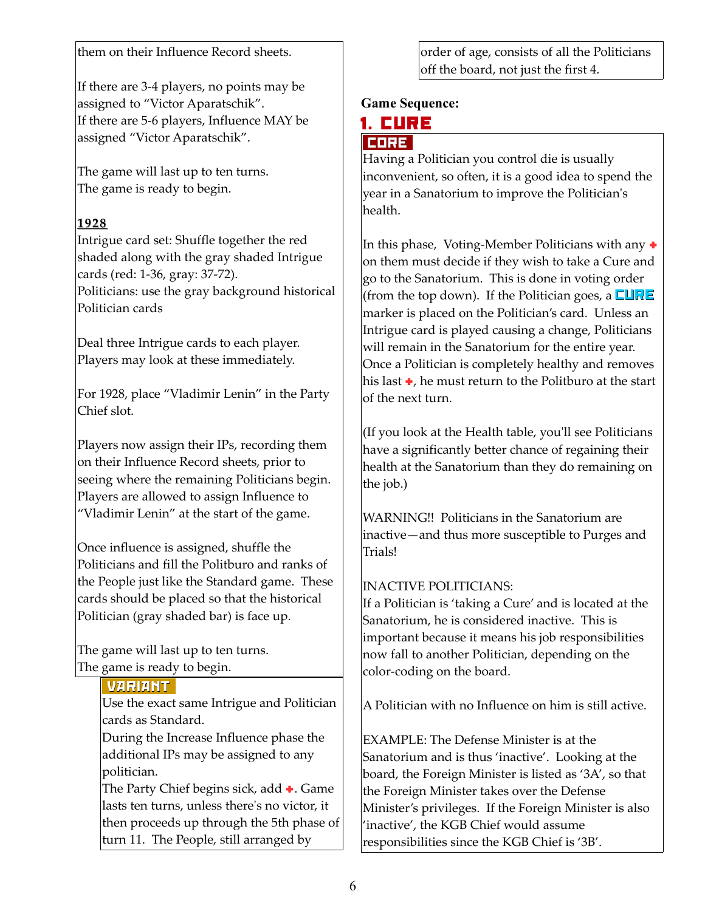them on their Influence Record sheets.

If there are 3-4 players, no points may be assigned to "Victor Aparatschik".
If there are 5-6 players, Influence MAY be assigned "Victor Aparatschik".

The game will last up to ten turns.
The game is ready to begin.

**1928**

Intrigue card set: Shuffle together the red shaded along with the gray shaded Intrigue cards (red: 1-36, gray: 37-72).
Politicians: use the gray background historical Politician cards

Deal three Intrigue cards to each player. Players may look at these immediately.

For 1928, place "Vladimir Lenin" in the Party Chief slot.

Players now assign their IPs, recording them on their Influence Record sheets, prior to seeing where the remaining Politicians begin. Players are allowed to assign Influence to "Vladimir Lenin" at the start of the game.

Once influence is assigned, shuffle the Politicians and fill the Politburo and ranks of the People just like the Standard game. These cards should be placed so that the historical Politician (gray shaded bar) is face up.

The game will last up to ten turns.
The game is ready to begin.

**VARIANT**

Use the exact same Intrigue and Politician cards as Standard.
During the Increase Influence phase the additional IPs may be assigned to any politician.
The Party Chief begins sick, add ✚. Game lasts ten turns, unless there's no victor, it then proceeds up through the 5th phase of turn 11. The People, still arranged by order of age, consists of all the Politicians off the board, not just the first 4.

**Game Sequence:**

## 1. CURE

**CORE**

Having a Politician you control die is usually inconvenient, so often, it is a good idea to spend the year in a Sanatorium to improve the Politician's health.

In this phase, Voting-Member Politicians with any ✚ on them must decide if they wish to take a Cure and go to the Sanatorium. This is done in voting order (from the top down). If the Politician goes, a CURE marker is placed on the Politician's card. Unless an Intrigue card is played causing a change, Politicians will remain in the Sanatorium for the entire year. Once a Politician is completely healthy and removes his last ✚, he must return to the Politburo at the start of the next turn.

(If you look at the Health table, you'll see Politicians have a significantly better chance of regaining their health at the Sanatorium than they do remaining on the job.)

WARNING!! Politicians in the Sanatorium are inactive—and thus more susceptible to Purges and Trials!

INACTIVE POLITICIANS:
If a Politician is 'taking a Cure' and is located at the Sanatorium, he is considered inactive. This is important because it means his job responsibilities now fall to another Politician, depending on the color-coding on the board.

A Politician with no Influence on him is still active.

EXAMPLE: The Defense Minister is at the Sanatorium and is thus 'inactive'. Looking at the board, the Foreign Minister is listed as '3A', so that the Foreign Minister takes over the Defense Minister's privileges. If the Foreign Minister is also 'inactive', the KGB Chief would assume responsibilities since the KGB Chief is '3B'.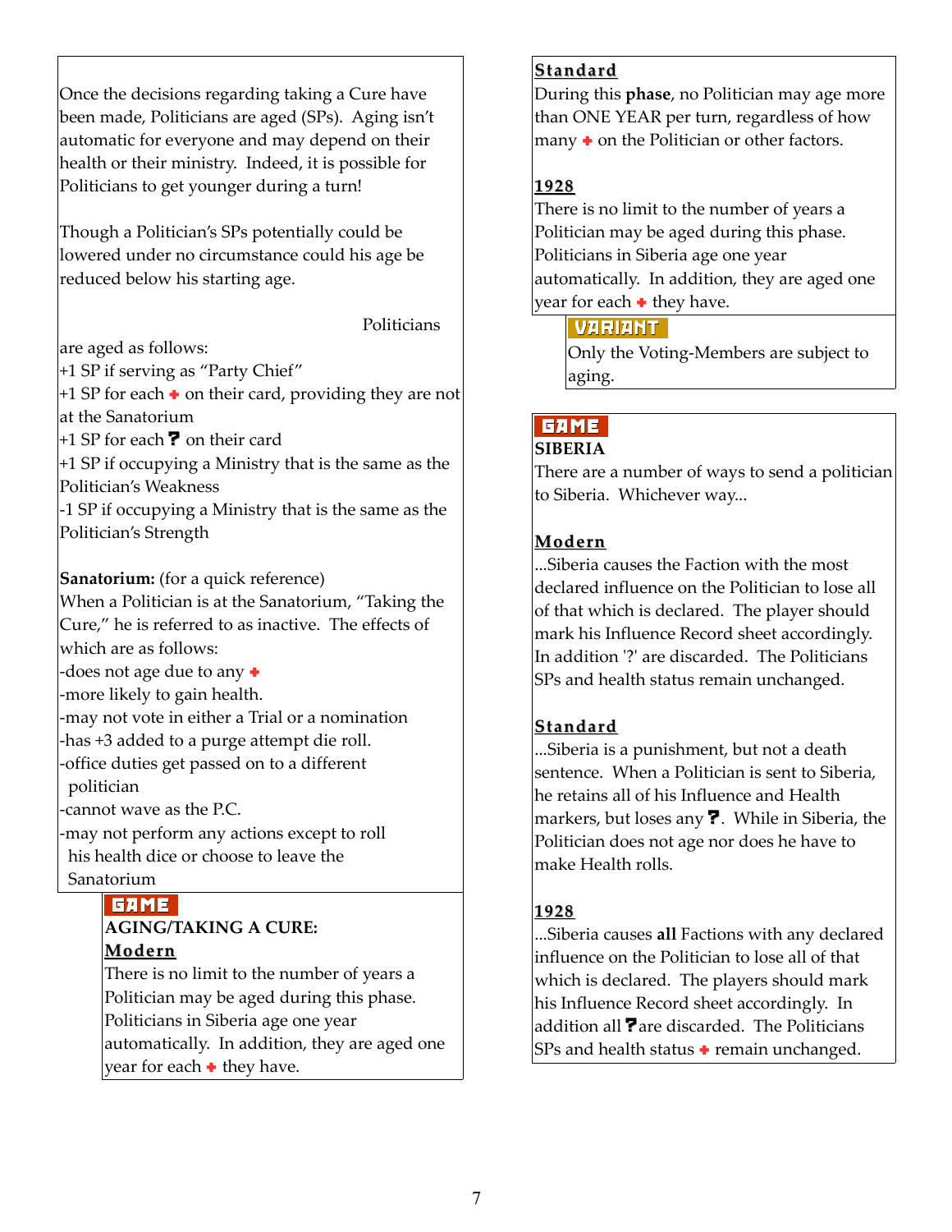Once the decisions regarding taking a Cure have been made, Politicians are aged (SPs). Aging isn't automatic for everyone and may depend on their health or their ministry. Indeed, it is possible for Politicians to get younger during a turn!

Though a Politician's SPs potentially could be lowered under no circumstance could his age be reduced below his starting age.

Politicians are aged as follows:

+1 SP if serving as "Party Chief"
+1 SP for each ✚ on their card, providing they are not at the Sanatorium
+1 SP for each ? on their card
+1 SP if occupying a Ministry that is the same as the Politician's Weakness
-1 SP if occupying a Ministry that is the same as the Politician's Strength

**Sanatorium:** (for a quick reference)
When a Politician is at the Sanatorium, "Taking the Cure," he is referred to as inactive. The effects of which are as follows:

-does not age due to any ✚
-more likely to gain health.
-may not vote in either a Trial or a nomination
-has +3 added to a purge attempt die roll.
-office duties get passed on to a different politician
-cannot wave as the P.C.
-may not perform any actions except to roll his health dice or choose to leave the Sanatorium

**GAME**
**AGING/TAKING A CURE:**

**Modern**
There is no limit to the number of years a Politician may be aged during this phase. Politicians in Siberia age one year automatically. In addition, they are aged one year for each ✚ they have.

**Standard**
During this **phase**, no Politician may age more than ONE YEAR per turn, regardless of how many ✚ on the Politician or other factors.

**1928**
There is no limit to the number of years a Politician may be aged during this phase. Politicians in Siberia age one year automatically. In addition, they are aged one year for each ✚ they have.

**VARIANT**
Only the Voting-Members are subject to aging.

**GAME**
**SIBERIA**
There are a number of ways to send a politician to Siberia. Whichever way...

**Modern**
...Siberia causes the Faction with the most declared influence on the Politician to lose all of that which is declared. The player should mark his Influence Record sheet accordingly. In addition '?' are discarded. The Politicians SPs and health status remain unchanged.

**Standard**
...Siberia is a punishment, but not a death sentence. When a Politician is sent to Siberia, he retains all of his Influence and Health markers, but loses any ?. While in Siberia, the Politician does not age nor does he have to make Health rolls.

**1928**
...Siberia causes **all** Factions with any declared influence on the Politician to lose all of that which is declared. The players should mark his Influence Record sheet accordingly. In addition all ? are discarded. The Politicians SPs and health status ✚ remain unchanged.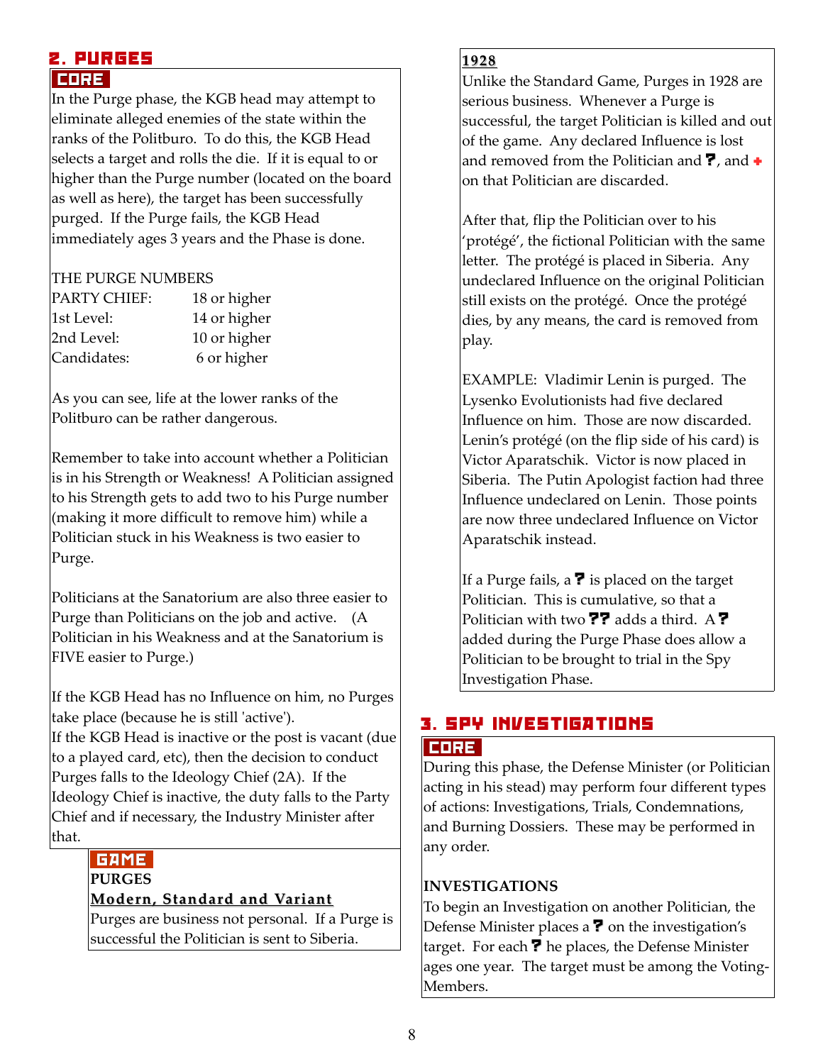## 2. PURGES

### CORE

In the Purge phase, the KGB head may attempt to eliminate alleged enemies of the state within the ranks of the Politburo. To do this, the KGB Head selects a target and rolls the die. If it is equal to or higher than the Purge number (located on the board as well as here), the target has been successfully purged. If the Purge fails, the KGB Head immediately ages 3 years and the Phase is done.

THE PURGE NUMBERS

| | |
|---|---|
| PARTY CHIEF: | 18 or higher |
| 1st Level: | 14 or higher |
| 2nd Level: | 10 or higher |
| Candidates: | 6 or higher |

As you can see, life at the lower ranks of the Politburo can be rather dangerous.

Remember to take into account whether a Politician is in his Strength or Weakness! A Politician assigned to his Strength gets to add two to his Purge number (making it more difficult to remove him) while a Politician stuck in his Weakness is two easier to Purge.

Politicians at the Sanatorium are also three easier to Purge than Politicians on the job and active. (A Politician in his Weakness and at the Sanatorium is FIVE easier to Purge.)

If the KGB Head has no Influence on him, no Purges take place (because he is still 'active').
If the KGB Head is inactive or the post is vacant (due to a played card, etc), then the decision to conduct Purges falls to the Ideology Chief (2A). If the Ideology Chief is inactive, the duty falls to the Party Chief and if necessary, the Industry Minister after that.

### GAME

**PURGES**

**Modern, Standard and Variant**

Purges are business not personal. If a Purge is successful the Politician is sent to Siberia.

**1928**

Unlike the Standard Game, Purges in 1928 are serious business. Whenever a Purge is successful, the target Politician is killed and out of the game. Any declared Influence is lost and removed from the Politician and ?, and + on that Politician are discarded.

After that, flip the Politician over to his 'protégé', the fictional Politician with the same letter. The protégé is placed in Siberia. Any undeclared Influence on the original Politician still exists on the protégé. Once the protégé dies, by any means, the card is removed from play.

EXAMPLE: Vladimir Lenin is purged. The Lysenko Evolutionists had five declared Influence on him. Those are now discarded. Lenin's protégé (on the flip side of his card) is Victor Aparatschik. Victor is now placed in Siberia. The Putin Apologist faction had three Influence undeclared on Lenin. Those points are now three undeclared Influence on Victor Aparatschik instead.

If a Purge fails, a ? is placed on the target Politician. This is cumulative, so that a Politician with two ?? adds a third. A ? added during the Purge Phase does allow a Politician to be brought to trial in the Spy Investigation Phase.

## 3. SPY INVESTIGATIONS

### CORE

During this phase, the Defense Minister (or Politician acting in his stead) may perform four different types of actions: Investigations, Trials, Condemnations, and Burning Dossiers. These may be performed in any order.

**INVESTIGATIONS**

To begin an Investigation on another Politician, the Defense Minister places a ? on the investigation's target. For each ? he places, the Defense Minister ages one year. The target must be among the Voting-Members.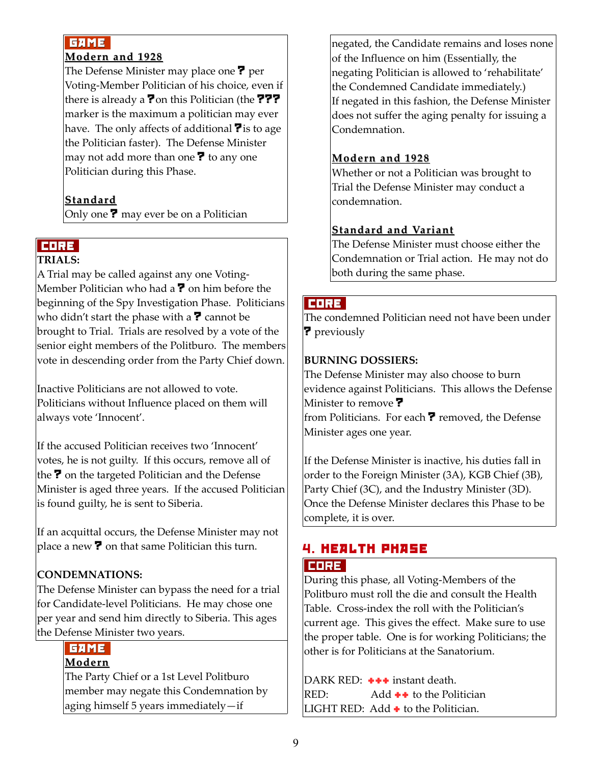**GAME**

**Modern and 1928**

The Defense Minister may place one ? per Voting-Member Politician of his choice, even if there is already a ? on this Politician (the ??? marker is the maximum a politician may ever have. The only affects of additional ? is to age the Politician faster). The Defense Minister may not add more than one ? to any one Politician during this Phase.

**Standard**

Only one ? may ever be on a Politician

**CORE**

**TRIALS:**

A Trial may be called against any one Voting-Member Politician who had a ? on him before the beginning of the Spy Investigation Phase. Politicians who didn't start the phase with a ? cannot be brought to Trial. Trials are resolved by a vote of the senior eight members of the Politburo. The members vote in descending order from the Party Chief down.

Inactive Politicians are not allowed to vote. Politicians without Influence placed on them will always vote 'Innocent'.

If the accused Politician receives two 'Innocent' votes, he is not guilty. If this occurs, remove all of the ? on the targeted Politician and the Defense Minister is aged three years. If the accused Politician is found guilty, he is sent to Siberia.

If an acquittal occurs, the Defense Minister may not place a new ? on that same Politician this turn.

**CONDEMNATIONS:**

The Defense Minister can bypass the need for a trial for Candidate-level Politicians. He may chose one per year and send him directly to Siberia. This ages the Defense Minister two years.

**GAME**

**Modern**

The Party Chief or a 1st Level Politburo member may negate this Condemnation by aging himself 5 years immediately—if negated, the Candidate remains and loses none of the Influence on him (Essentially, the negating Politician is allowed to 'rehabilitate' the Condemned Candidate immediately.)
If negated in this fashion, the Defense Minister does not suffer the aging penalty for issuing a Condemnation.

**Modern and 1928**

Whether or not a Politician was brought to Trial the Defense Minister may conduct a condemnation.

**Standard and Variant**

The Defense Minister must choose either the Condemnation or Trial action. He may not do both during the same phase.

**CORE**

The condemned Politician need not have been under ? previously

**BURNING DOSSIERS:**

The Defense Minister may also choose to burn evidence against Politicians. This allows the Defense Minister to remove ? from Politicians. For each ? removed, the Defense Minister ages one year.

If the Defense Minister is inactive, his duties fall in order to the Foreign Minister (3A), KGB Chief (3B), Party Chief (3C), and the Industry Minister (3D). Once the Defense Minister declares this Phase to be complete, it is over.

## 4. HEALTH PHASE

**CORE**

During this phase, all Voting-Members of the Politburo must roll the die and consult the Health Table. Cross-index the roll with the Politician's current age. This gives the effect. Make sure to use the proper table. One is for working Politicians; the other is for Politicians at the Sanatorium.

DARK RED: +++ instant death.
RED: Add ++ to the Politician
LIGHT RED: Add + to the Politician.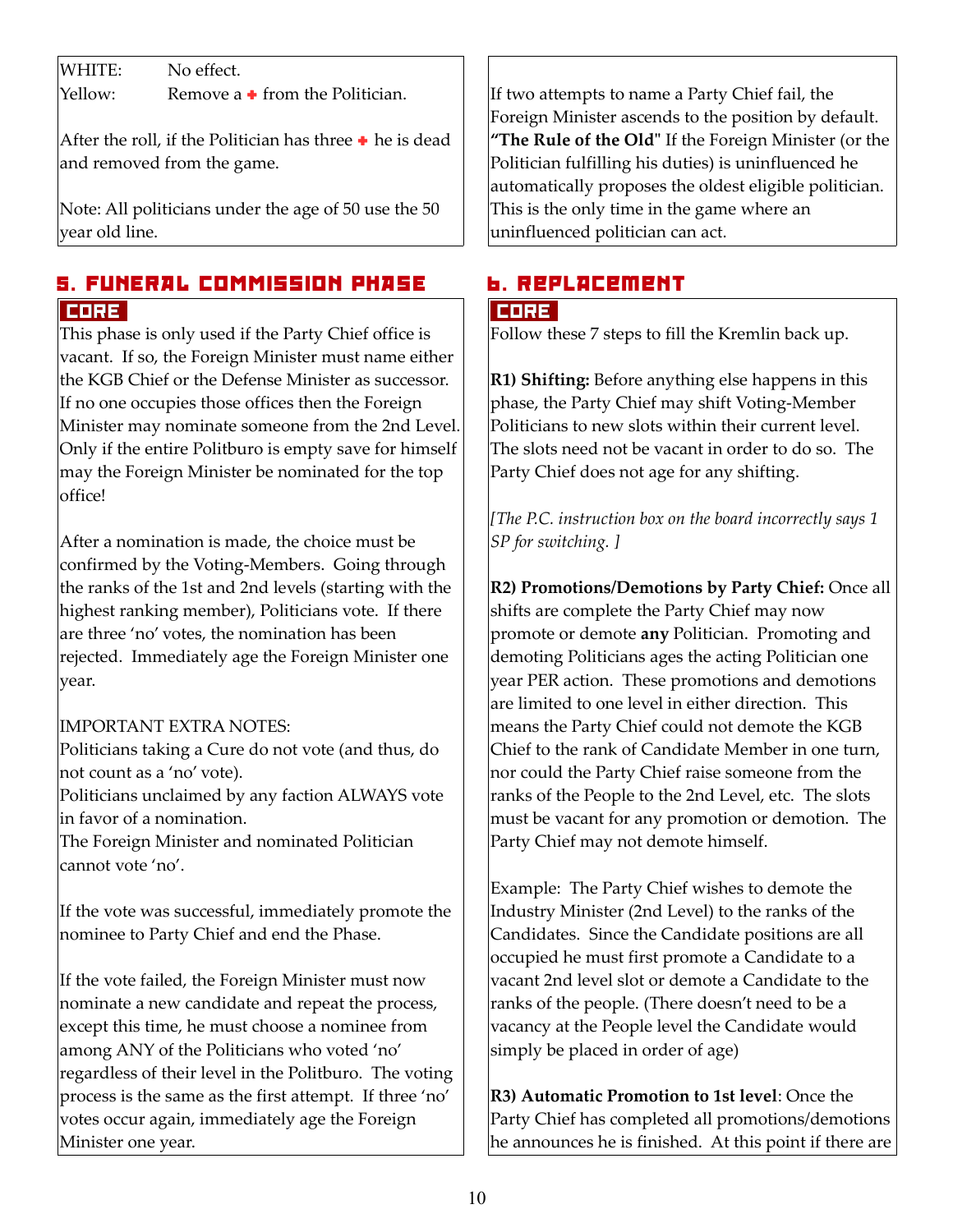WHITE: No effect.
Yellow: Remove a ✚ from the Politician.

After the roll, if the Politician has three ✚ he is dead and removed from the game.

Note: All politicians under the age of 50 use the 50 year old line.

If two attempts to name a Party Chief fail, the Foreign Minister ascends to the position by default. **"The Rule of the Old"** If the Foreign Minister (or the Politician fulfilling his duties) is uninfluenced he automatically proposes the oldest eligible politician. This is the only time in the game where an uninfluenced politician can act.

## 5. Funeral Commission Phase

**CORE**

This phase is only used if the Party Chief office is vacant. If so, the Foreign Minister must name either the KGB Chief or the Defense Minister as successor. If no one occupies those offices then the Foreign Minister may nominate someone from the 2nd Level. Only if the entire Politburo is empty save for himself may the Foreign Minister be nominated for the top office!

After a nomination is made, the choice must be confirmed by the Voting-Members. Going through the ranks of the 1st and 2nd levels (starting with the highest ranking member), Politicians vote. If there are three 'no' votes, the nomination has been rejected. Immediately age the Foreign Minister one year.

IMPORTANT EXTRA NOTES:
Politicians taking a Cure do not vote (and thus, do not count as a 'no' vote).
Politicians unclaimed by any faction ALWAYS vote in favor of a nomination.
The Foreign Minister and nominated Politician cannot vote 'no'.

If the vote was successful, immediately promote the nominee to Party Chief and end the Phase.

If the vote failed, the Foreign Minister must now nominate a new candidate and repeat the process, except this time, he must choose a nominee from among ANY of the Politicians who voted 'no' regardless of their level in the Politburo. The voting process is the same as the first attempt. If three 'no' votes occur again, immediately age the Foreign Minister one year.

## 6. Replacement

**CORE**

Follow these 7 steps to fill the Kremlin back up.

**R1) Shifting:** Before anything else happens in this phase, the Party Chief may shift Voting-Member Politicians to new slots within their current level. The slots need not be vacant in order to do so. The Party Chief does not age for any shifting.

*[The P.C. instruction box on the board incorrectly says 1 SP for switching. ]*

**R2) Promotions/Demotions by Party Chief:** Once all shifts are complete the Party Chief may now promote or demote **any** Politician. Promoting and demoting Politicians ages the acting Politician one year PER action. These promotions and demotions are limited to one level in either direction. This means the Party Chief could not demote the KGB Chief to the rank of Candidate Member in one turn, nor could the Party Chief raise someone from the ranks of the People to the 2nd Level, etc. The slots must be vacant for any promotion or demotion. The Party Chief may not demote himself.

Example: The Party Chief wishes to demote the Industry Minister (2nd Level) to the ranks of the Candidates. Since the Candidate positions are all occupied he must first promote a Candidate to a vacant 2nd level slot or demote a Candidate to the ranks of the people. (There doesn't need to be a vacancy at the People level the Candidate would simply be placed in order of age)

**R3) Automatic Promotion to 1st level**: Once the Party Chief has completed all promotions/demotions he announces he is finished. At this point if there are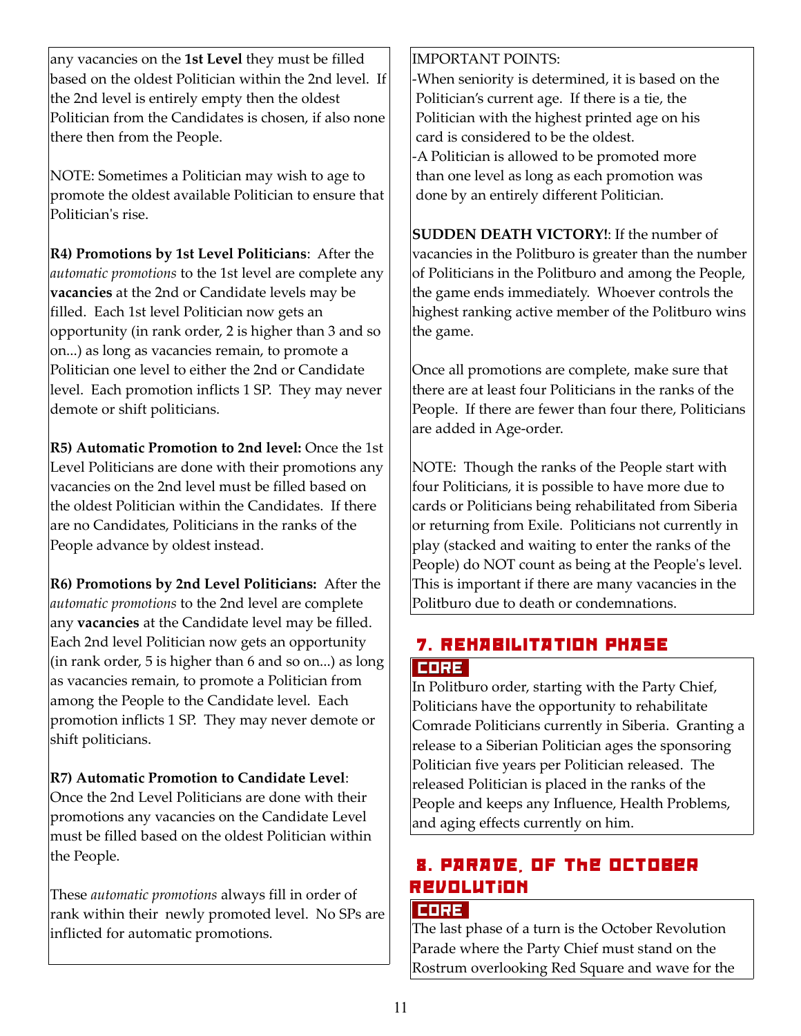any vacancies on the **1st Level** they must be filled based on the oldest Politician within the 2nd level. If the 2nd level is entirely empty then the oldest Politician from the Candidates is chosen, if also none there then from the People.

NOTE: Sometimes a Politician may wish to age to promote the oldest available Politician to ensure that Politician's rise.

**R4) Promotions by 1st Level Politicians**: After the *automatic promotions* to the 1st level are complete any **vacancies** at the 2nd or Candidate levels may be filled. Each 1st level Politician now gets an opportunity (in rank order, 2 is higher than 3 and so on...) as long as vacancies remain, to promote a Politician one level to either the 2nd or Candidate level. Each promotion inflicts 1 SP. They may never demote or shift politicians.

**R5) Automatic Promotion to 2nd level:** Once the 1st Level Politicians are done with their promotions any vacancies on the 2nd level must be filled based on the oldest Politician within the Candidates. If there are no Candidates, Politicians in the ranks of the People advance by oldest instead.

**R6) Promotions by 2nd Level Politicians:** After the *automatic promotions* to the 2nd level are complete any **vacancies** at the Candidate level may be filled. Each 2nd level Politician now gets an opportunity (in rank order, 5 is higher than 6 and so on...) as long as vacancies remain, to promote a Politician from among the People to the Candidate level. Each promotion inflicts 1 SP. They may never demote or shift politicians.

**R7) Automatic Promotion to Candidate Level**: Once the 2nd Level Politicians are done with their promotions any vacancies on the Candidate Level must be filled based on the oldest Politician within the People.

These *automatic promotions* always fill in order of rank within their newly promoted level. No SPs are inflicted for automatic promotions.

IMPORTANT POINTS:
- When seniority is determined, it is based on the Politician's current age. If there is a tie, the Politician with the highest printed age on his card is considered to be the oldest.
- A Politician is allowed to be promoted more than one level as long as each promotion was done by an entirely different Politician.

**SUDDEN DEATH VICTORY!**: If the number of vacancies in the Politburo is greater than the number of Politicians in the Politburo and among the People, the game ends immediately. Whoever controls the highest ranking active member of the Politburo wins the game.

Once all promotions are complete, make sure that there are at least four Politicians in the ranks of the People. If there are fewer than four there, Politicians are added in Age-order.

NOTE: Though the ranks of the People start with four Politicians, it is possible to have more due to cards or Politicians being rehabilitated from Siberia or returning from Exile. Politicians not currently in play (stacked and waiting to enter the ranks of the People) do NOT count as being at the People's level. This is important if there are many vacancies in the Politburo due to death or condemnations.

## 7. Rehabilitation Phase

**CORE**

In Politburo order, starting with the Party Chief, Politicians have the opportunity to rehabilitate Comrade Politicians currently in Siberia. Granting a release to a Siberian Politician ages the sponsoring Politician five years per Politician released. The released Politician is placed in the ranks of the People and keeps any Influence, Health Problems, and aging effects currently on him.

## 8. Parade, of the October Revolution

**CORE**

The last phase of a turn is the October Revolution Parade where the Party Chief must stand on the Rostrum overlooking Red Square and wave for the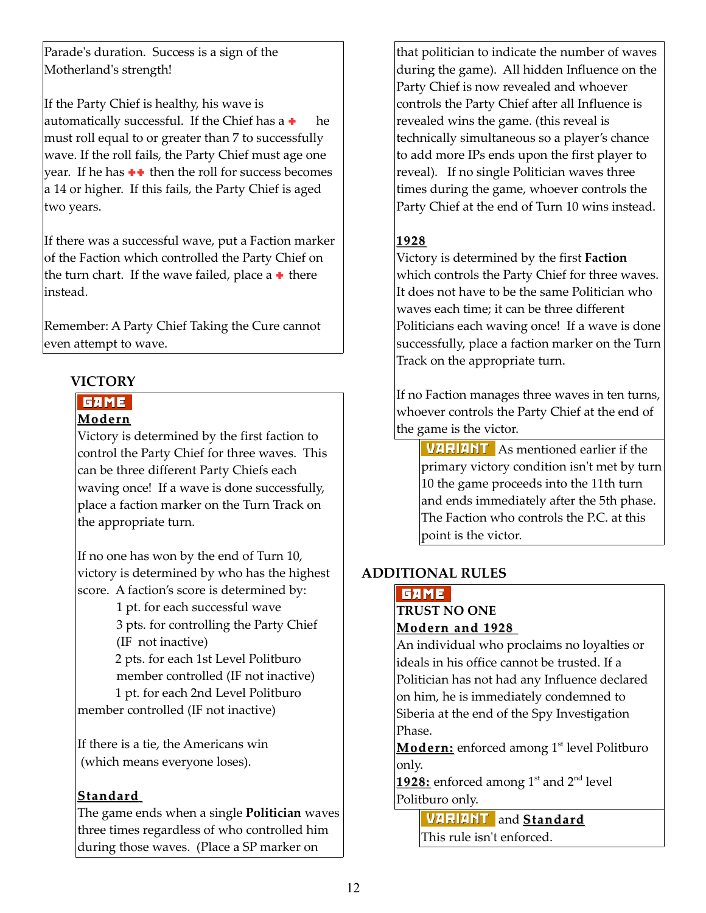Parade's duration. Success is a sign of the Motherland's strength!

If the Party Chief is healthy, his wave is automatically successful. If the Chief has a ✚ he must roll equal to or greater than 7 to successfully wave. If the roll fails, the Party Chief must age one year. If he has ✚✚ then the roll for success becomes a 14 or higher. If this fails, the Party Chief is aged two years.

If there was a successful wave, put a Faction marker of the Faction which controlled the Party Chief on the turn chart. If the wave failed, place a ✚ there instead.

Remember: A Party Chief Taking the Cure cannot even attempt to wave.

## VICTORY

**GAME**

**Modern**

Victory is determined by the first faction to control the Party Chief for three waves. This can be three different Party Chiefs each waving once! If a wave is done successfully, place a faction marker on the Turn Track on the appropriate turn.

If no one has won by the end of Turn 10, victory is determined by who has the highest score. A faction's score is determined by:

- 1 pt. for each successful wave
- 3 pts. for controlling the Party Chief (IF not inactive)
- 2 pts. for each 1st Level Politburo member controlled (IF not inactive)
- 1 pt. for each 2nd Level Politburo member controlled (IF not inactive)

If there is a tie, the Americans win (which means everyone loses).

**Standard**

The game ends when a single **Politician** waves three times regardless of who controlled him during those waves. (Place a SP marker on that politician to indicate the number of waves during the game). All hidden Influence on the Party Chief is now revealed and whoever controls the Party Chief after all Influence is revealed wins the game. (this reveal is technically simultaneous so a player's chance to add more IPs ends upon the first player to reveal). If no single Politician waves three times during the game, whoever controls the Party Chief at the end of Turn 10 wins instead.

**1928**

Victory is determined by the first **Faction** which controls the Party Chief for three waves. It does not have to be the same Politician who waves each time; it can be three different Politicians each waving once! If a wave is done successfully, place a faction marker on the Turn Track on the appropriate turn.

If no Faction manages three waves in ten turns, whoever controls the Party Chief at the end of the game is the victor.

**VARIANT** As mentioned earlier if the primary victory condition isn't met by turn 10 the game proceeds into the 11th turn and ends immediately after the 5th phase. The Faction who controls the P.C. at this point is the victor.

## ADDITIONAL RULES

**GAME**

**TRUST NO ONE**

**Modern and 1928**

An individual who proclaims no loyalties or ideals in his office cannot be trusted. If a Politician has not had any Influence declared on him, he is immediately condemned to Siberia at the end of the Spy Investigation Phase.

**Modern:** enforced among 1st level Politburo only.

**1928:** enforced among 1st and 2nd level Politburo only.

**VARIANT** and **Standard**

This rule isn't enforced.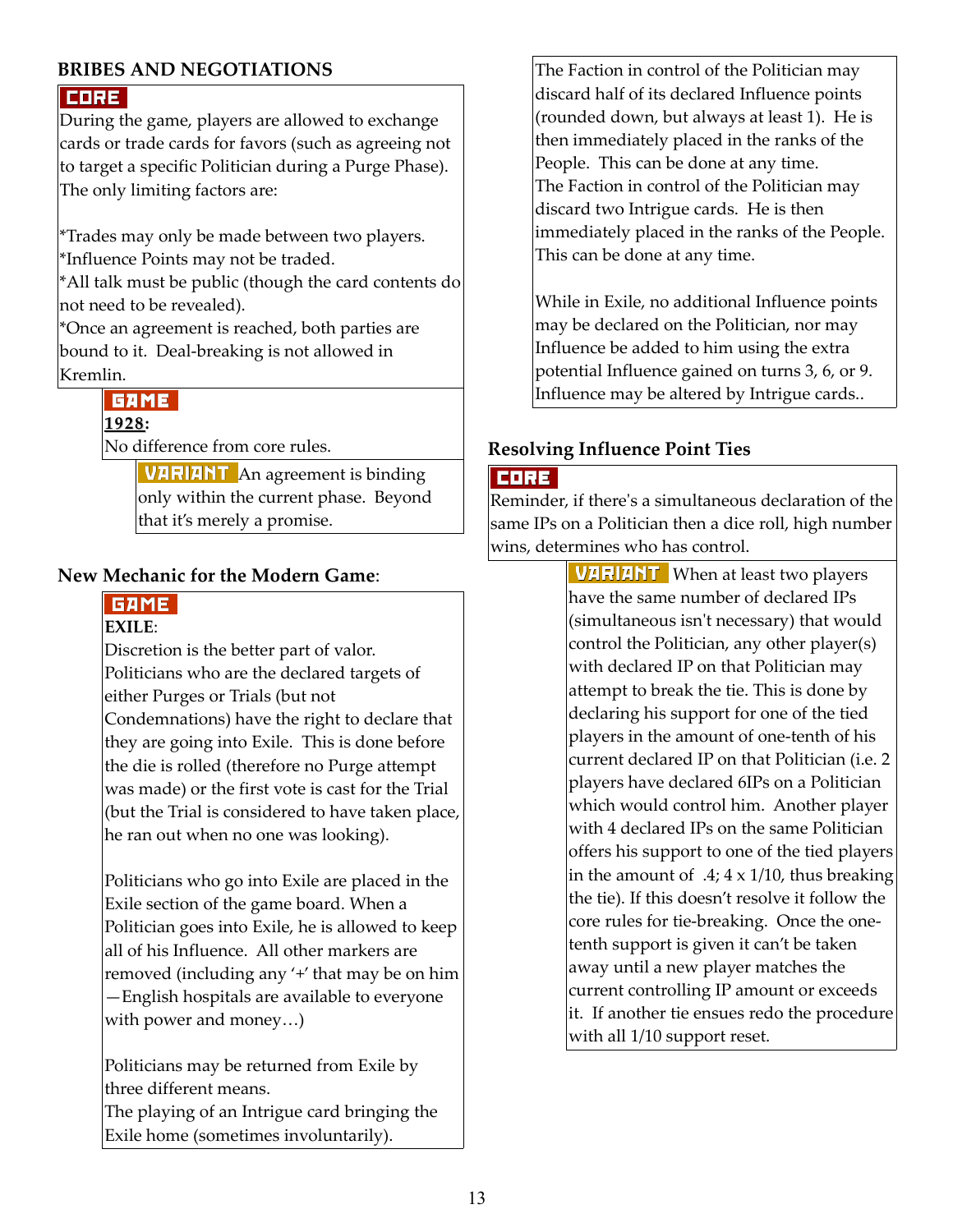## BRIBES AND NEGOTIATIONS

**CORE**

During the game, players are allowed to exchange cards or trade cards for favors (such as agreeing not to target a specific Politician during a Purge Phase). The only limiting factors are:

*Trades may only be made between two players.
*Influence Points may not be traded.
*All talk must be public (though the card contents do not need to be revealed).
*Once an agreement is reached, both parties are bound to it. Deal-breaking is not allowed in Kremlin.

**GAME**

**<u>1928</u>:**
No difference from core rules.

**VARIANT** An agreement is binding only within the current phase. Beyond that it's merely a promise.

## New Mechanic for the Modern Game:

**GAME**

**EXILE**:
Discretion is the better part of valor. Politicians who are the declared targets of either Purges or Trials (but not Condemnations) have the right to declare that they are going into Exile. This is done before the die is rolled (therefore no Purge attempt was made) or the first vote is cast for the Trial (but the Trial is considered to have taken place, he ran out when no one was looking).

Politicians who go into Exile are placed in the Exile section of the game board. When a Politician goes into Exile, he is allowed to keep all of his Influence. All other markers are removed (including any '+' that may be on him—English hospitals are available to everyone with power and money…)

Politicians may be returned from Exile by three different means.
The playing of an Intrigue card bringing the Exile home (sometimes involuntarily).
The Faction in control of the Politician may discard half of its declared Influence points (rounded down, but always at least 1). He is then immediately placed in the ranks of the People. This can be done at any time.
The Faction in control of the Politician may discard two Intrigue cards. He is then immediately placed in the ranks of the People. This can be done at any time.

While in Exile, no additional Influence points may be declared on the Politician, nor may Influence be added to him using the extra potential Influence gained on turns 3, 6, or 9. Influence may be altered by Intrigue cards..

## Resolving Influence Point Ties

**CORE**

Reminder, if there's a simultaneous declaration of the same IPs on a Politician then a dice roll, high number wins, determines who has control.

**VARIANT** When at least two players have the same number of declared IPs (simultaneous isn't necessary) that would control the Politician, any other player(s) with declared IP on that Politician may attempt to break the tie. This is done by declaring his support for one of the tied players in the amount of one-tenth of his current declared IP on that Politician (i.e. 2 players have declared 6IPs on a Politician which would control him. Another player with 4 declared IPs on the same Politician offers his support to one of the tied players in the amount of .4; 4 x 1/10, thus breaking the tie). If this doesn't resolve it follow the core rules for tie-breaking. Once the one-tenth support is given it can't be taken away until a new player matches the current controlling IP amount or exceeds it. If another tie ensues redo the procedure with all 1/10 support reset.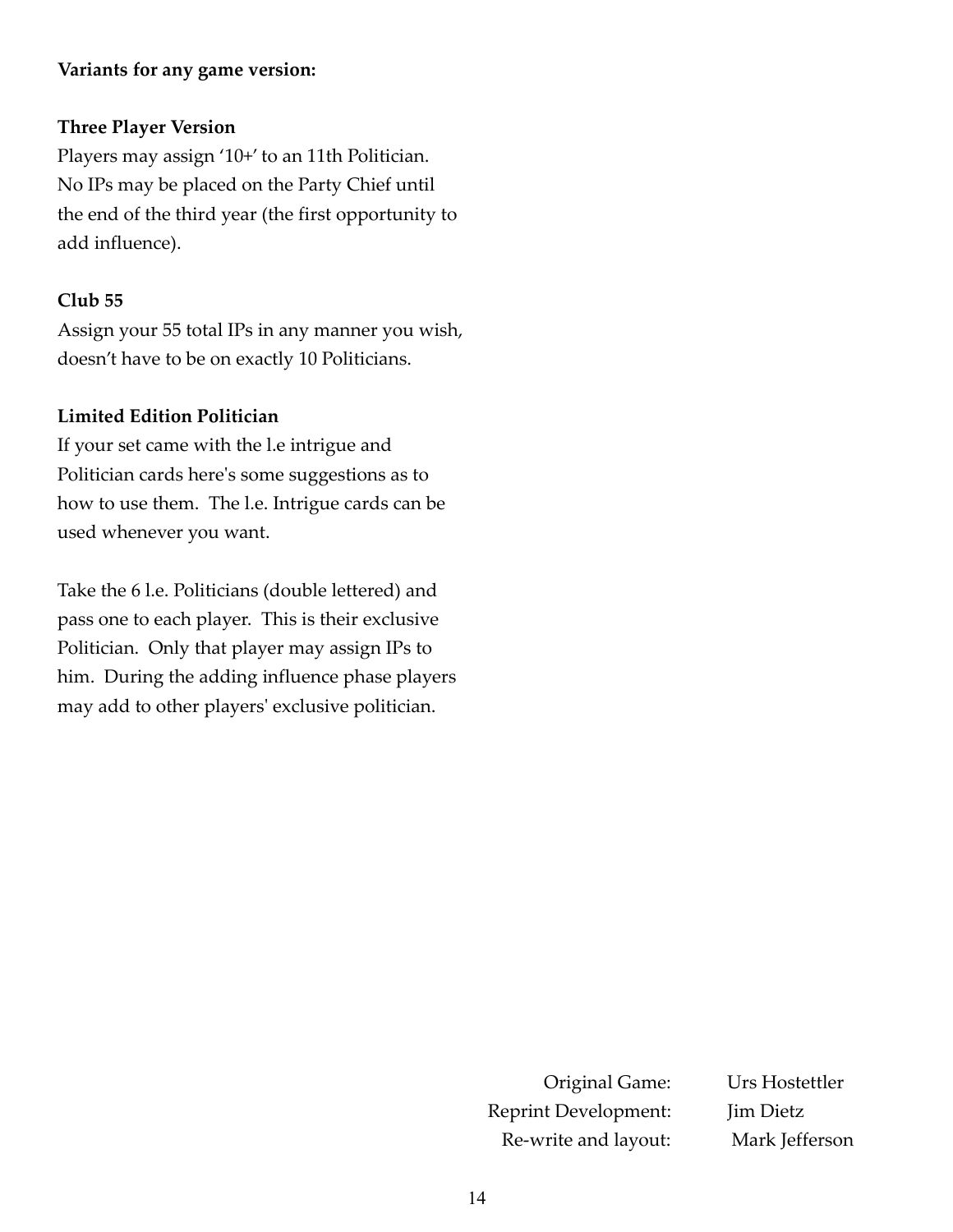**Variants for any game version:**

**Three Player Version**

Players may assign '10+' to an 11th Politician. No IPs may be placed on the Party Chief until the end of the third year (the first opportunity to add influence).

**Club 55**

Assign your 55 total IPs in any manner you wish, doesn't have to be on exactly 10 Politicians.

**Limited Edition Politician**

If your set came with the l.e intrigue and Politician cards here's some suggestions as to how to use them. The l.e. Intrigue cards can be used whenever you want.

Take the 6 l.e. Politicians (double lettered) and pass one to each player. This is their exclusive Politician. Only that player may assign IPs to him. During the adding influence phase players may add to other players' exclusive politician.

| | |
|---|---|
| Original Game: | Urs Hostettler |
| Reprint Development: | Jim Dietz |
| Re-write and layout: | Mark Jefferson |